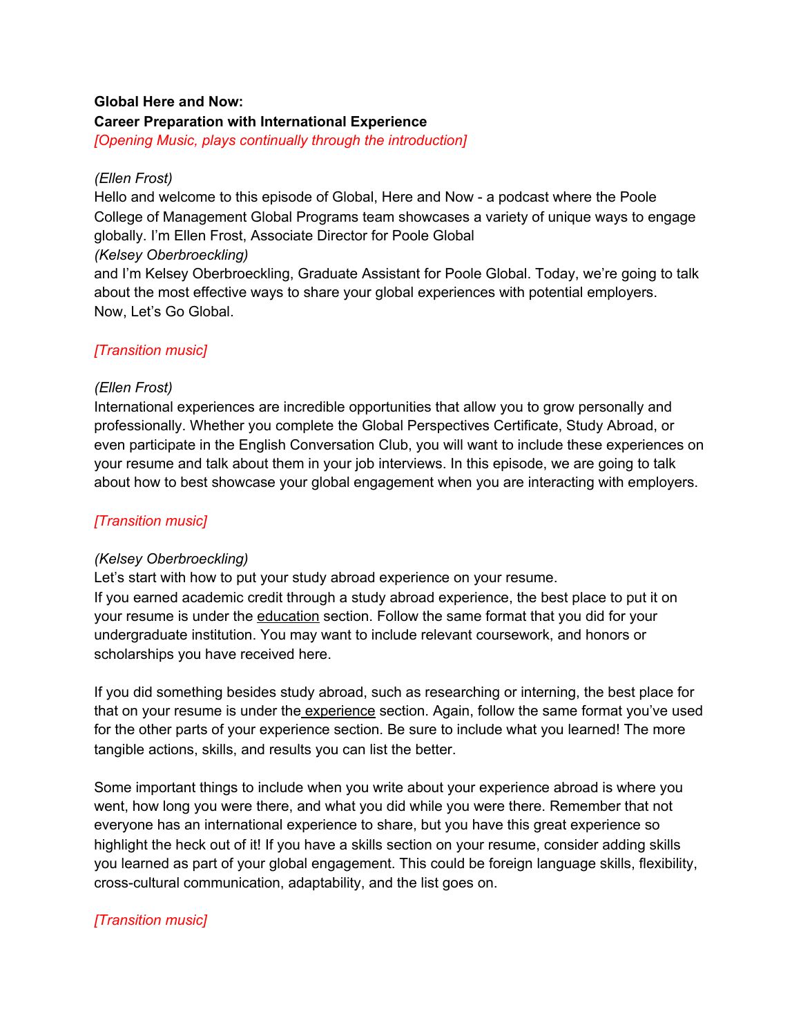**Global Here and Now:**
**Career Preparation with International Experience**
*[Opening Music, plays continually through the introduction]*

*(Ellen Frost)*
Hello and welcome to this episode of Global, Here and Now - a podcast where the Poole College of Management Global Programs team showcases a variety of unique ways to engage globally. I'm Ellen Frost, Associate Director for Poole Global
*(Kelsey Oberbroeckling)*
and I'm Kelsey Oberbroeckling, Graduate Assistant for Poole Global. Today, we're going to talk about the most effective ways to share your global experiences with potential employers. Now, Let's Go Global.

*[Transition music]*

*(Ellen Frost)*
International experiences are incredible opportunities that allow you to grow personally and professionally. Whether you complete the Global Perspectives Certificate, Study Abroad, or even participate in the English Conversation Club, you will want to include these experiences on your resume and talk about them in your job interviews. In this episode, we are going to talk about how to best showcase your global engagement when you are interacting with employers.

*[Transition music]*

*(Kelsey Oberbroeckling)*
Let's start with how to put your study abroad experience on your resume.
If you earned academic credit through a study abroad experience, the best place to put it on your resume is under the <u>education</u> section. Follow the same format that you did for your undergraduate institution. You may want to include relevant coursework, and honors or scholarships you have received here.

If you did something besides study abroad, such as researching or interning, the best place for that on your resume is under the <u>experience</u> section. Again, follow the same format you've used for the other parts of your experience section. Be sure to include what you learned! The more tangible actions, skills, and results you can list the better.

Some important things to include when you write about your experience abroad is where you went, how long you were there, and what you did while you were there. Remember that not everyone has an international experience to share, but you have this great experience so highlight the heck out of it! If you have a skills section on your resume, consider adding skills you learned as part of your global engagement. This could be foreign language skills, flexibility, cross-cultural communication, adaptability, and the list goes on.

*[Transition music]*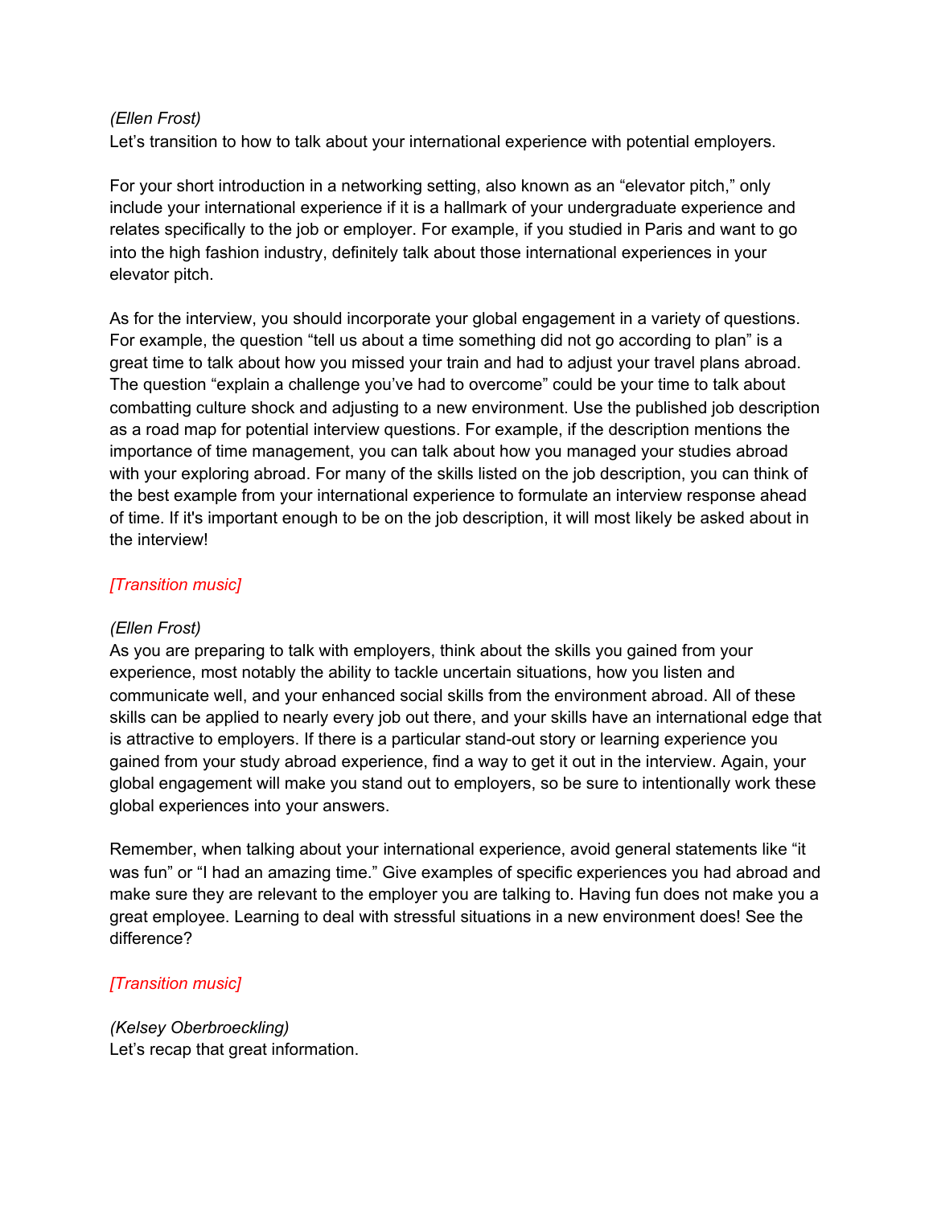*(Ellen Frost)*
Let's transition to how to talk about your international experience with potential employers.

For your short introduction in a networking setting, also known as an "elevator pitch," only include your international experience if it is a hallmark of your undergraduate experience and relates specifically to the job or employer. For example, if you studied in Paris and want to go into the high fashion industry, definitely talk about those international experiences in your elevator pitch.

As for the interview, you should incorporate your global engagement in a variety of questions. For example, the question "tell us about a time something did not go according to plan" is a great time to talk about how you missed your train and had to adjust your travel plans abroad. The question "explain a challenge you've had to overcome" could be your time to talk about combatting culture shock and adjusting to a new environment. Use the published job description as a road map for potential interview questions. For example, if the description mentions the importance of time management, you can talk about how you managed your studies abroad with your exploring abroad. For many of the skills listed on the job description, you can think of the best example from your international experience to formulate an interview response ahead of time. If it's important enough to be on the job description, it will most likely be asked about in the interview!

*[Transition music]*

*(Ellen Frost)*
As you are preparing to talk with employers, think about the skills you gained from your experience, most notably the ability to tackle uncertain situations, how you listen and communicate well, and your enhanced social skills from the environment abroad. All of these skills can be applied to nearly every job out there, and your skills have an international edge that is attractive to employers. If there is a particular stand-out story or learning experience you gained from your study abroad experience, find a way to get it out in the interview. Again, your global engagement will make you stand out to employers, so be sure to intentionally work these global experiences into your answers.

Remember, when talking about your international experience, avoid general statements like "it was fun" or "I had an amazing time." Give examples of specific experiences you had abroad and make sure they are relevant to the employer you are talking to. Having fun does not make you a great employee. Learning to deal with stressful situations in a new environment does! See the difference?

*[Transition music]*

*(Kelsey Oberbroeckling)*
Let's recap that great information.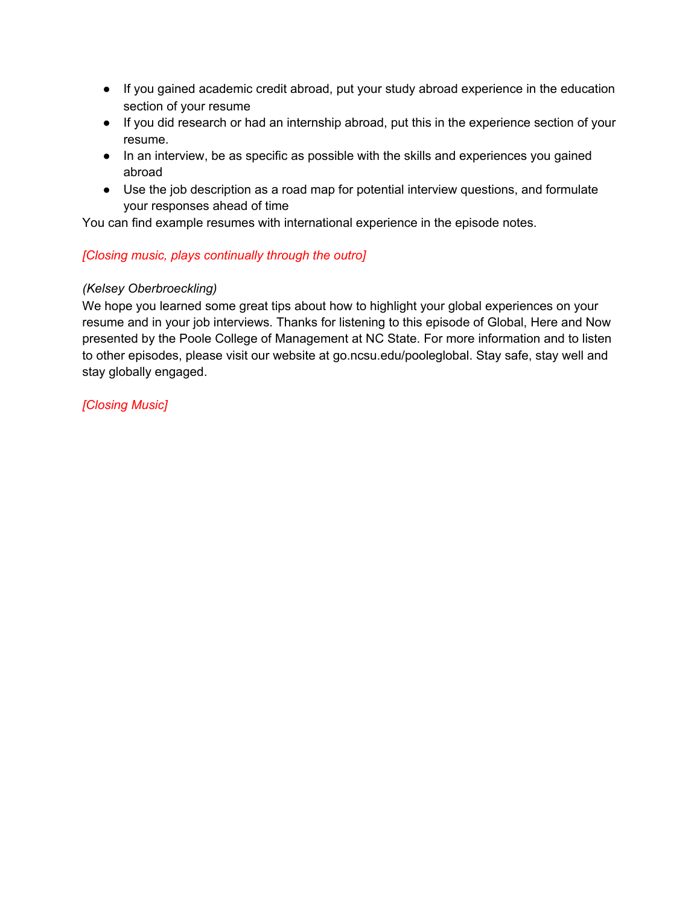- If you gained academic credit abroad, put your study abroad experience in the education section of your resume
- If you did research or had an internship abroad, put this in the experience section of your resume.
- In an interview, be as specific as possible with the skills and experiences you gained abroad
- Use the job description as a road map for potential interview questions, and formulate your responses ahead of time

You can find example resumes with international experience in the episode notes.

*[Closing music, plays continually through the outro]*

*(Kelsey Oberbroeckling)*
We hope you learned some great tips about how to highlight your global experiences on your resume and in your job interviews. Thanks for listening to this episode of Global, Here and Now presented by the Poole College of Management at NC State. For more information and to listen to other episodes, please visit our website at go.ncsu.edu/pooleglobal. Stay safe, stay well and stay globally engaged.

*[Closing Music]*